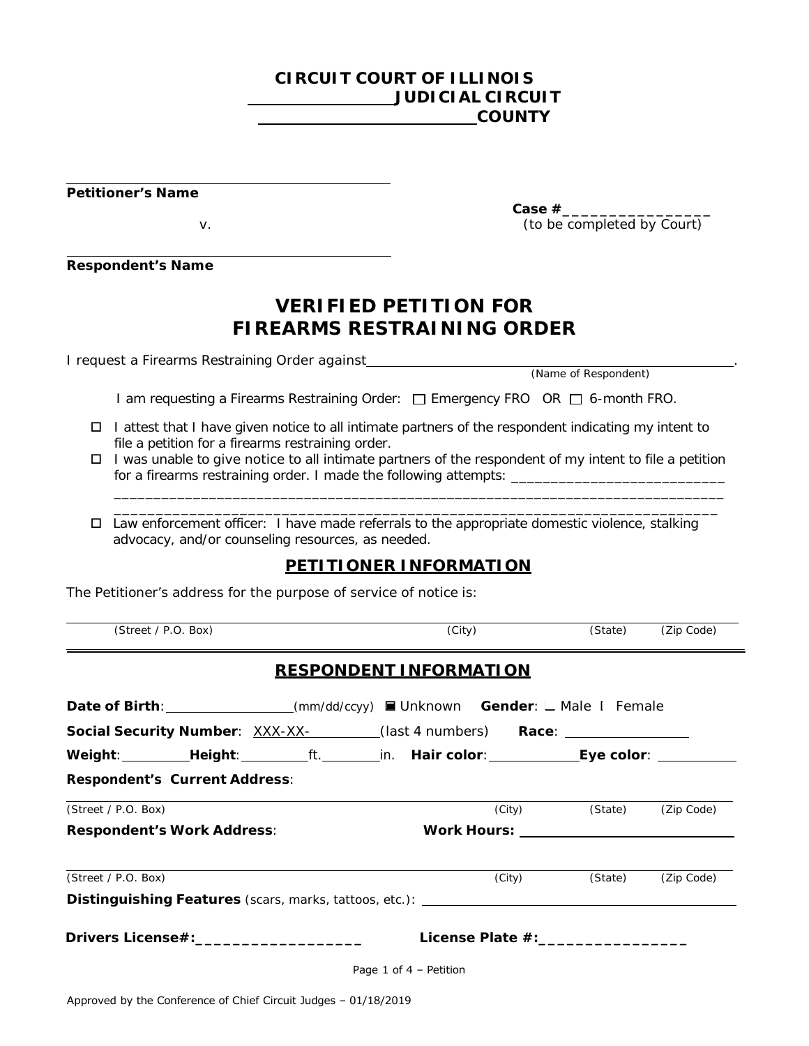**CIRCUIT COURT OF ILLINOIS**
**\_\_\_\_\_\_\_\_\_\_\_\_\_\_\_\_ JUDICIAL CIRCUIT**
**\_\_\_\_\_\_\_\_\_\_\_\_\_\_\_\_\_\_\_\_\_\_ COUNTY**

\_\_\_\_\_\_\_\_\_\_\_\_\_\_\_\_\_\_\_\_\_\_\_\_\_\_\_\_\_\_\_\_\_\_\_\_
**Petitioner's Name**

v.

**Case #**\_\_\_\_\_\_\_\_\_\_\_\_\_\_\_\_
(to be completed by Court)

\_\_\_\_\_\_\_\_\_\_\_\_\_\_\_\_\_\_\_\_\_\_\_\_\_\_\_\_\_\_\_\_\_\_\_\_
**Respondent's Name**

# VERIFIED PETITION FOR FIREARMS RESTRAINING ORDER

I request a Firearms Restraining Order against \_\_\_\_\_\_\_\_\_\_\_\_\_\_\_\_\_\_\_\_\_\_\_\_\_\_\_\_\_\_\_\_\_\_\_\_.
(Name of Respondent)

I am requesting a Firearms Restraining Order: ☐ Emergency FRO OR ☐ 6-month FRO.

- ☐ I attest that I have given notice to all intimate partners of the respondent indicating my intent to file a petition for a firearms restraining order.
- ☐ I was unable to give notice to all intimate partners of the respondent of my intent to file a petition for a firearms restraining order. I made the following attempts: \_\_\_\_\_\_\_\_\_\_\_\_\_\_\_\_\_\_\_\_\_\_\_\_\_\_\_
\_\_\_\_\_\_\_\_\_\_\_\_\_\_\_\_\_\_\_\_\_\_\_\_\_\_\_\_\_\_\_\_\_\_\_\_\_\_\_\_\_\_\_\_\_\_\_\_\_\_\_\_\_\_\_\_\_\_\_\_\_\_\_\_\_\_\_\_\_\_\_\_\_\_\_\_\_
\_\_\_\_\_\_\_\_\_\_\_\_\_\_\_\_\_\_\_\_\_\_\_\_\_\_\_\_\_\_\_\_\_\_\_\_\_\_\_\_\_\_\_\_\_\_\_\_\_\_\_\_\_\_\_\_\_\_\_\_\_\_\_\_\_\_\_\_\_\_\_\_\_\_\_\_
- ☐ Law enforcement officer: I have made referrals to the appropriate domestic violence, stalking advocacy, and/or counseling resources, as needed.

## PETITIONER INFORMATION

The Petitioner's address for the purpose of service of notice is:

\_\_\_\_\_\_\_\_\_\_\_\_\_\_\_\_\_\_\_\_\_\_\_\_\_\_\_\_\_\_\_\_\_\_\_\_\_\_\_\_\_\_\_\_\_\_\_\_\_\_\_\_\_\_\_\_\_\_\_\_\_\_\_\_\_\_\_\_\_\_\_\_\_\_\_\_
(Street / P.O. Box) (City) (State) (Zip Code)

## RESPONDENT INFORMATION

**Date of Birth**: \_\_\_\_\_\_\_\_\_\_\_\_\_\_\_\_(mm/dd/ccyy) ■ Unknown **Gender**: ☐ Male ☐ Female

**Social Security Number**: XXX-XX-\_\_\_\_\_\_\_\_\_\_(last 4 numbers) **Race**: \_\_\_\_\_\_\_\_\_\_\_\_\_\_\_\_

**Weight**: \_\_\_\_\_\_\_\_\_ **Height**: \_\_\_\_\_\_\_\_\_ft.\_\_\_\_\_\_\_\_in. **Hair color**: \_\_\_\_\_\_\_\_\_\_\_\_ **Eye color**: \_\_\_\_\_\_\_\_\_\_\_

**Respondent's Current Address**:

\_\_\_\_\_\_\_\_\_\_\_\_\_\_\_\_\_\_\_\_\_\_\_\_\_\_\_\_\_\_\_\_\_\_\_\_\_\_\_\_\_\_\_\_\_\_\_\_\_\_\_\_\_\_\_\_\_\_\_\_\_\_\_\_\_\_\_\_\_\_\_\_\_\_\_\_
(Street / P.O. Box) (City) (State) (Zip Code)

**Respondent's Work Address**: **Work Hours:** \_\_\_\_\_\_\_\_\_\_\_\_\_\_\_\_\_\_\_\_\_\_\_\_\_\_\_

\_\_\_\_\_\_\_\_\_\_\_\_\_\_\_\_\_\_\_\_\_\_\_\_\_\_\_\_\_\_\_\_\_\_\_\_\_\_\_\_\_\_\_\_\_\_\_\_\_\_\_\_\_\_\_\_\_\_\_\_\_\_\_\_\_\_\_\_\_\_\_\_\_\_\_\_
(Street / P.O. Box) (City) (State) (Zip Code)

**Distinguishing Features** (scars, marks, tattoos, etc.): \_\_\_\_\_\_\_\_\_\_\_\_\_\_\_\_\_\_\_\_\_\_\_\_\_\_\_\_\_\_\_\_\_\_\_\_\_\_\_\_\_\_\_\_\_\_\_\_\_\_\_\_

**Drivers License#:**\_\_\_\_\_\_\_\_\_\_\_\_\_\_\_\_\_\_\_ **License Plate #:**\_\_\_\_\_\_\_\_\_\_\_\_\_\_\_\_

Approved by the Conference of Chief Circuit Judges – 01/18/2019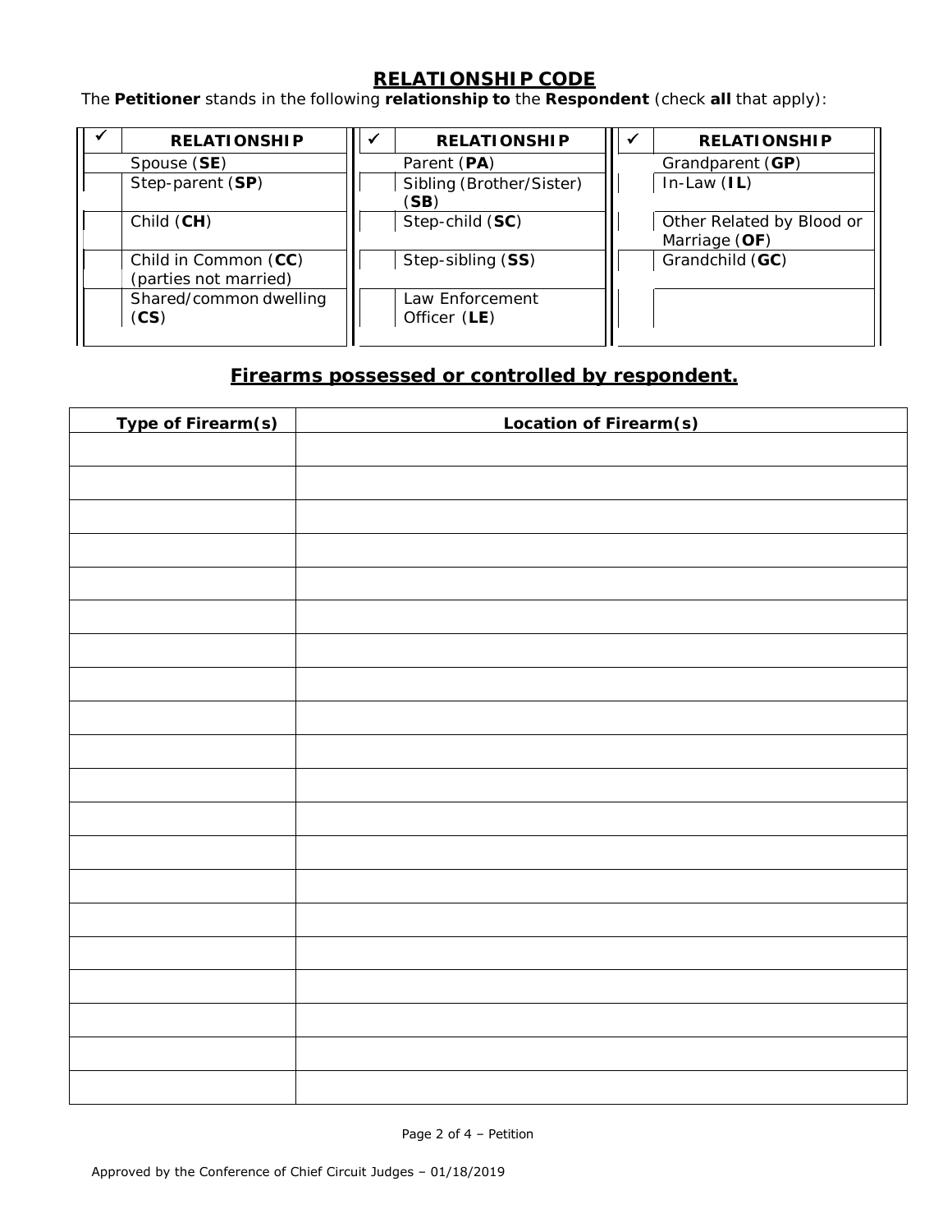## RELATIONSHIP CODE

The **Petitioner** stands in the following **relationship to** the **Respondent** (check **all** that apply):

| ✓ | RELATIONSHIP | ✓ | RELATIONSHIP | ✓ | RELATIONSHIP |
|---|---|---|---|---|---|
| | Spouse (**SE**) | | Parent (**PA**) | | Grandparent (**GP**) |
| | Step-parent (**SP**) | | Sibling (Brother/Sister) (**SB**) | | In-Law (**IL**) |
| | Child (**CH**) | | Step-child (**SC**) | | Other Related by Blood or Marriage (**OF**) |
| | Child in Common (**CC**) (parties not married) | | Step-sibling (**SS**) | | Grandchild (**GC**) |
| | Shared/common dwelling (**CS**) | | Law Enforcement Officer (**LE**) | | |

## Firearms possessed or controlled by respondent.

| Type of Firearm(s) | Location of Firearm(s) |
|---|---|
| | |
| | |
| | |
| | |
| | |
| | |
| | |
| | |
| | |
| | |
| | |
| | |
| | |
| | |
| | |
| | |
| | |
| | |
| | |
| | |

Approved by the Conference of Chief Circuit Judges – 01/18/2019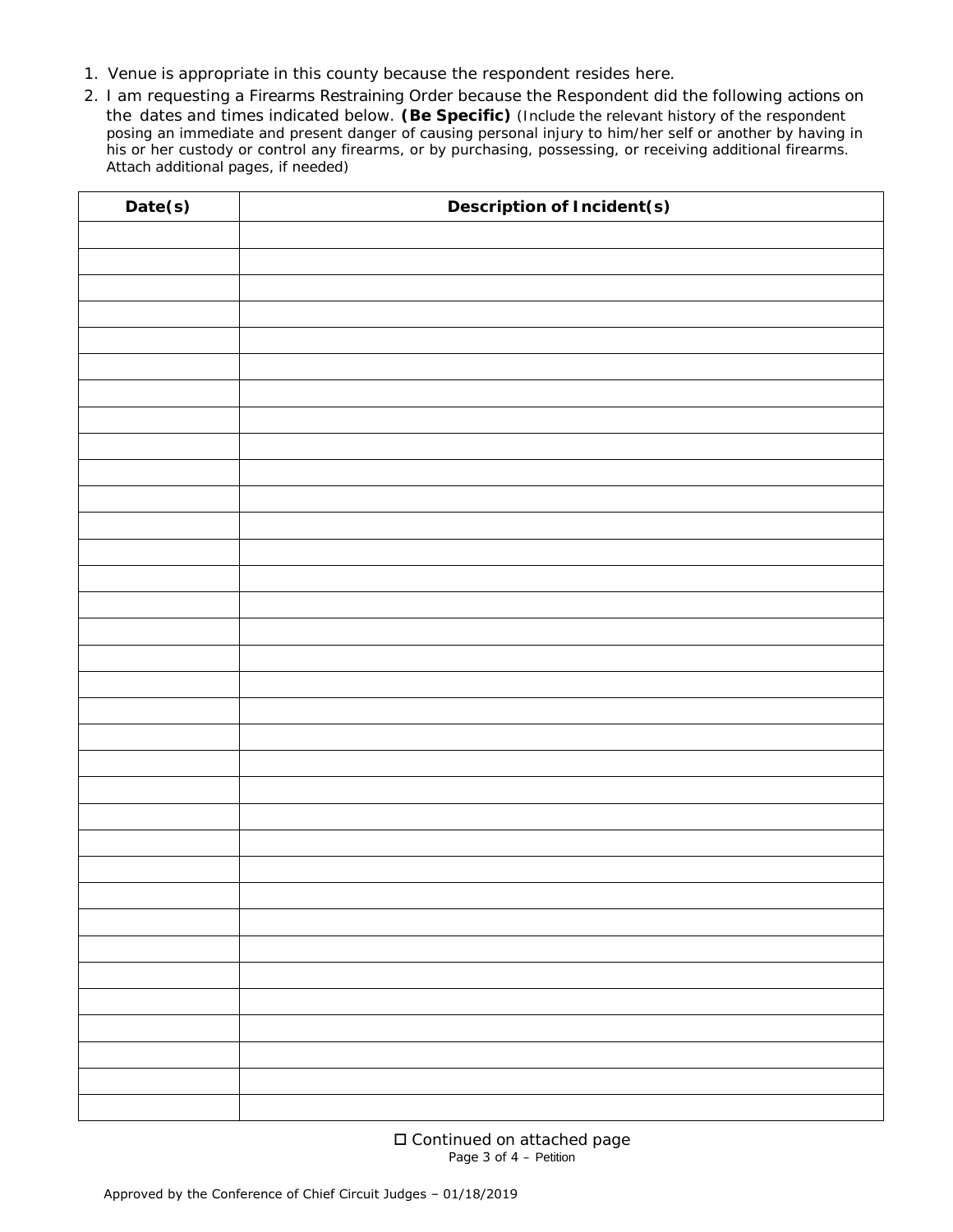1. Venue is appropriate in this county because the respondent resides here.
2. I am requesting a Firearms Restraining Order because the Respondent did the following actions on the dates and times indicated below. **(Be Specific)** (Include the relevant history of the respondent posing an immediate and present danger of causing personal injury to him/her self or another by having in his or her custody or control any firearms, or by purchasing, possessing, or receiving additional firearms. Attach additional pages, if needed)

| Date(s) | Description of Incident(s) |
|---|---|
| | |
| | |
| | |
| | |
| | |
| | |
| | |
| | |
| | |
| | |
| | |
| | |
| | |
| | |
| | |
| | |
| | |
| | |
| | |
| | |
| | |
| | |
| | |
| | |
| | |
| | |
| | |
| | |
| | |
| | |
| | |
| | |
| | |
| | |
| | |

☐ Continued on attached page

Approved by the Conference of Chief Circuit Judges – 01/18/2019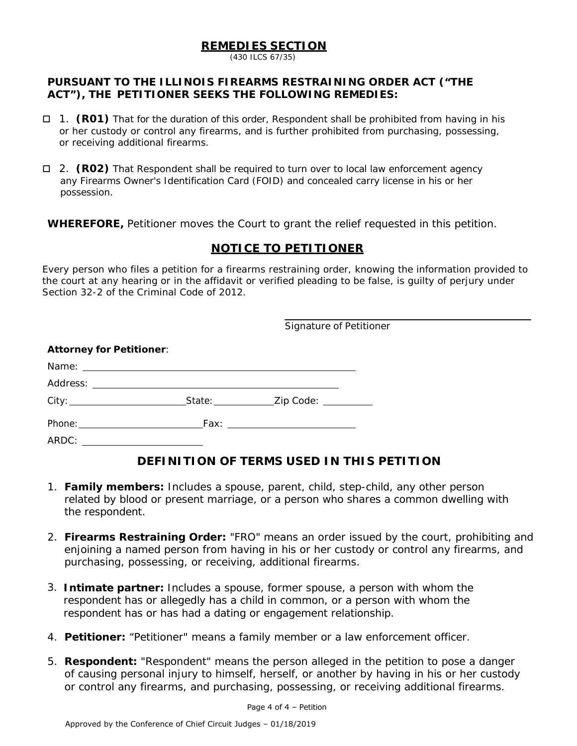## REMEDIES SECTION

(430 ILCS 67/35)

**PURSUANT TO THE ILLINOIS FIREARMS RESTRAINING ORDER ACT ("THE ACT"), THE PETITIONER SEEKS THE FOLLOWING REMEDIES:**

☐ 1. **(R01)** That for the duration of this order, Respondent shall be prohibited from having in his or her custody or control any firearms, and is further prohibited from purchasing, possessing, or receiving additional firearms.

☐ 2. **(R02)** That Respondent shall be required to turn over to local law enforcement agency any Firearms Owner's Identification Card (FOID) and concealed carry license in his or her possession.

**WHEREFORE,** Petitioner moves the Court to grant the relief requested in this petition.

## NOTICE TO PETITIONER

Every person who files a petition for a firearms restraining order, knowing the information provided to the court at any hearing or in the affidavit or verified pleading to be false, is guilty of perjury under Section 32-2 of the Criminal Code of 2012.

\_\_\_\_\_\_\_\_\_\_\_\_\_\_\_\_\_\_\_\_\_\_\_\_\_\_\_\_\_\_\_\_\_\_\_\_\_\_\_\_
Signature of Petitioner

**Attorney for Petitioner**:

Name: \_\_\_\_\_\_\_\_\_\_\_\_\_\_\_\_\_\_\_\_\_\_\_\_\_\_\_\_\_\_\_\_\_\_\_\_\_\_\_\_

Address: \_\_\_\_\_\_\_\_\_\_\_\_\_\_\_\_\_\_\_\_\_\_\_\_\_\_\_\_\_\_\_\_\_\_\_\_\_\_

City: \_\_\_\_\_\_\_\_\_\_\_\_\_\_\_\_\_\_ State: \_\_\_\_\_\_\_\_\_ Zip Code: \_\_\_\_\_\_\_\_

Phone: \_\_\_\_\_\_\_\_\_\_\_\_\_\_\_\_\_\_\_\_ Fax: \_\_\_\_\_\_\_\_\_\_\_\_\_\_\_\_\_\_\_\_

ARDC: \_\_\_\_\_\_\_\_\_\_\_\_\_\_\_\_\_\_\_\_

## DEFINITION OF TERMS USED IN THIS PETITION

1. **Family members:** Includes a spouse, parent, child, step-child, any other person related by blood or present marriage, or a person who shares a common dwelling with the respondent.
2. **Firearms Restraining Order:** "FRO" means an order issued by the court, prohibiting and enjoining a named person from having in his or her custody or control any firearms, and purchasing, possessing, or receiving, additional firearms.
3. **Intimate partner:** Includes a spouse, former spouse, a person with whom the respondent has or allegedly has a child in common, or a person with whom the respondent has or has had a dating or engagement relationship.
4. **Petitioner:** "Petitioner" means a family member or a law enforcement officer.
5. **Respondent:** "Respondent" means the person alleged in the petition to pose a danger of causing personal injury to himself, herself, or another by having in his or her custody or control any firearms, and purchasing, possessing, or receiving additional firearms.

Approved by the Conference of Chief Circuit Judges – 01/18/2019